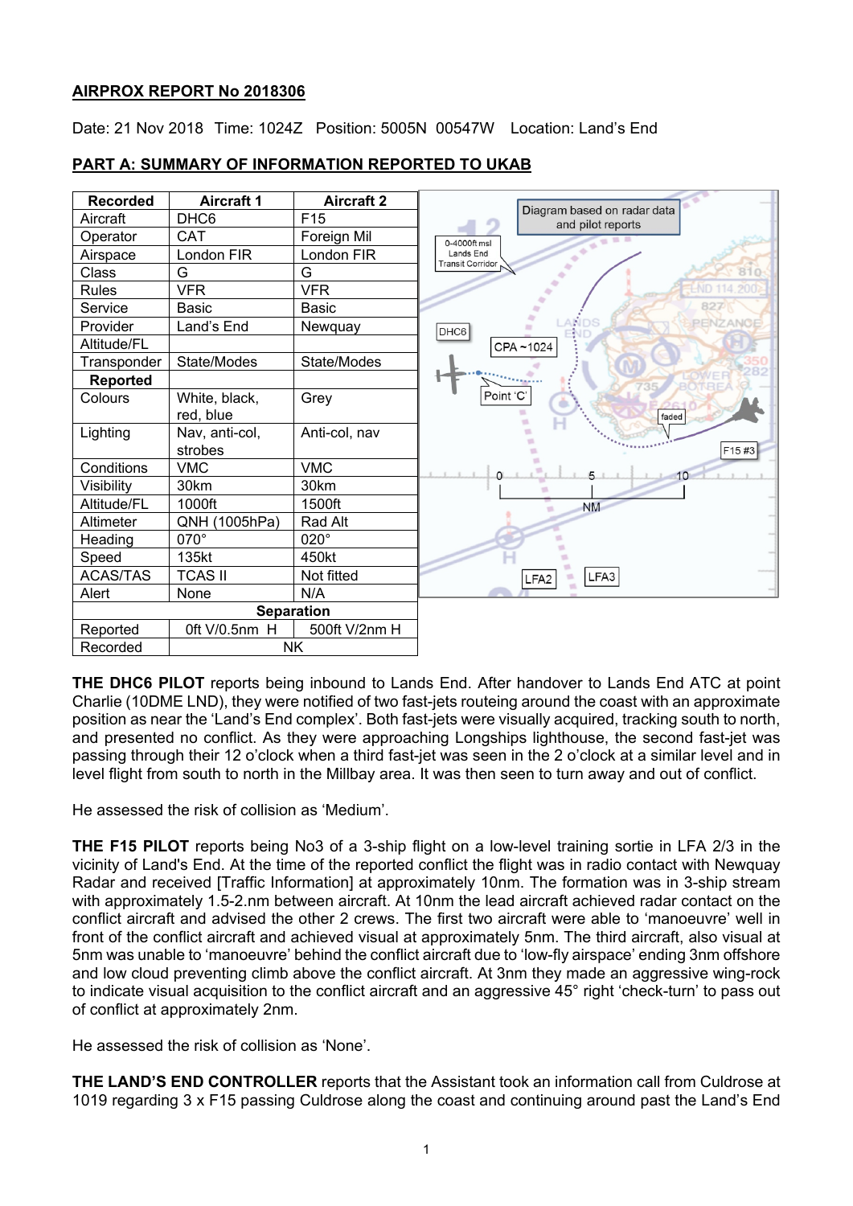**AIRPROX REPORT No 2018306**

Date: 21 Nov 2018 Time: 1024Z Position: 5005N 00547W Location: Land's End

**PART A: SUMMARY OF INFORMATION REPORTED TO UKAB**

| Recorded | Aircraft 1 | Aircraft 2 |
|---|---|---|
| Aircraft | DHC6 | F15 |
| Operator | CAT | Foreign Mil |
| Airspace | London FIR | London FIR |
| Class | G | G |
| Rules | VFR | VFR |
| Service | Basic | Basic |
| Provider | Land's End | Newquay |
| Altitude/FL | | |
| Transponder | State/Modes | State/Modes |
| **Reported** | | |
| Colours | White, black, red, blue | Grey |
| Lighting | Nav, anti-col, strobes | Anti-col, nav |
| Conditions | VMC | VMC |
| Visibility | 30km | 30km |
| Altitude/FL | 1000ft | 1500ft |
| Altimeter | QNH (1005hPa) | Rad Alt |
| Heading | 070° | 020° |
| Speed | 135kt | 450kt |
| ACAS/TAS | TCAS II | Not fitted |
| Alert | None | N/A |
| **Separation** | | |
| Reported | 0ft V/0.5nm H | 500ft V/2nm H |
| Recorded | NK | |

Diagram based on radar data and pilot reports

**THE DHC6 PILOT** reports being inbound to Lands End. After handover to Lands End ATC at point Charlie (10DME LND), they were notified of two fast-jets routeing around the coast with an approximate position as near the 'Land's End complex'. Both fast-jets were visually acquired, tracking south to north, and presented no conflict. As they were approaching Longships lighthouse, the second fast-jet was passing through their 12 o'clock when a third fast-jet was seen in the 2 o'clock at a similar level and in level flight from south to north in the Millbay area. It was then seen to turn away and out of conflict.

He assessed the risk of collision as 'Medium'.

**THE F15 PILOT** reports being No3 of a 3-ship flight on a low-level training sortie in LFA 2/3 in the vicinity of Land's End. At the time of the reported conflict the flight was in radio contact with Newquay Radar and received [Traffic Information] at approximately 10nm. The formation was in 3-ship stream with approximately 1.5-2.nm between aircraft. At 10nm the lead aircraft achieved radar contact on the conflict aircraft and advised the other 2 crews. The first two aircraft were able to 'manoeuvre' well in front of the conflict aircraft and achieved visual at approximately 5nm. The third aircraft, also visual at 5nm was unable to 'manoeuvre' behind the conflict aircraft due to 'low-fly airspace' ending 3nm offshore and low cloud preventing climb above the conflict aircraft. At 3nm they made an aggressive wing-rock to indicate visual acquisition to the conflict aircraft and an aggressive 45° right 'check-turn' to pass out of conflict at approximately 2nm.

He assessed the risk of collision as 'None'.

**THE LAND'S END CONTROLLER** reports that the Assistant took an information call from Culdrose at 1019 regarding 3 x F15 passing Culdrose along the coast and continuing around past the Land's End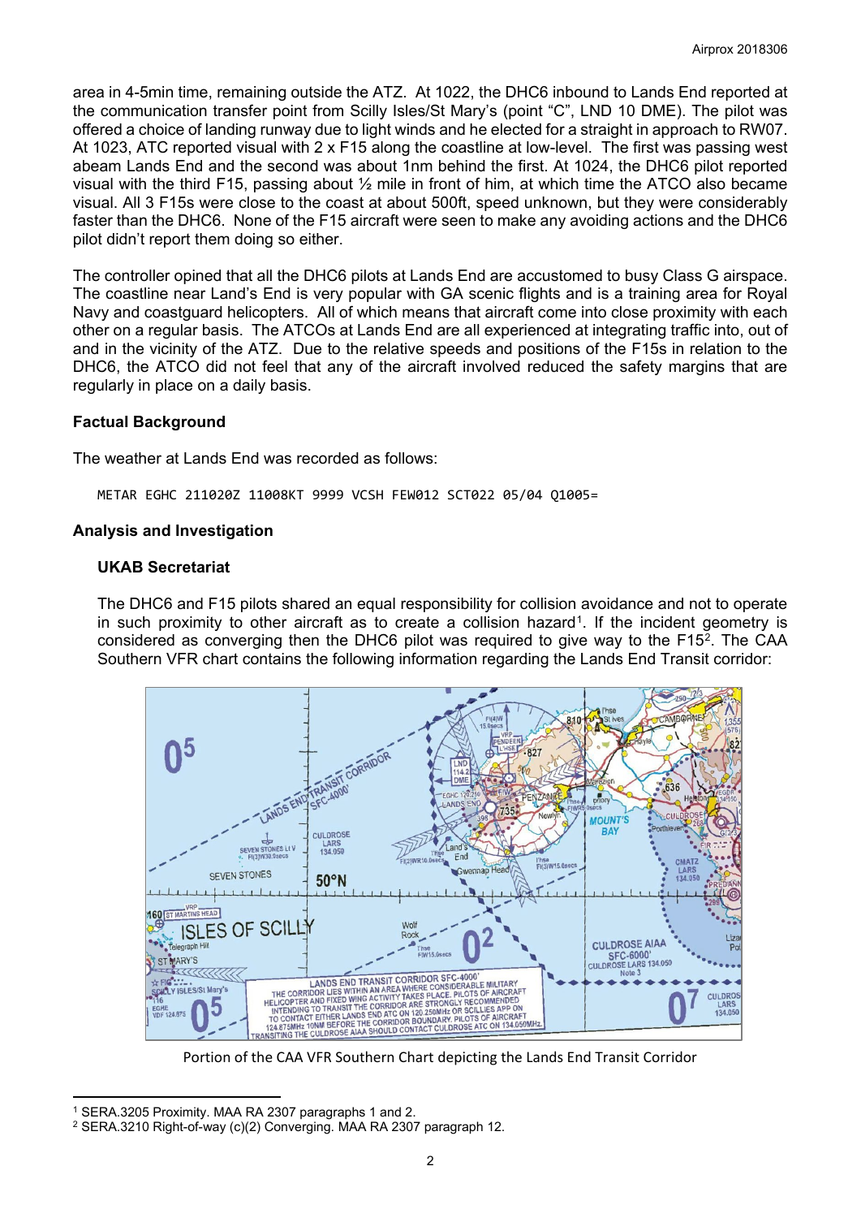area in 4-5min time, remaining outside the ATZ. At 1022, the DHC6 inbound to Lands End reported at the communication transfer point from Scilly Isles/St Mary's (point "C", LND 10 DME). The pilot was offered a choice of landing runway due to light winds and he elected for a straight in approach to RW07. At 1023, ATC reported visual with 2 x F15 along the coastline at low-level. The first was passing west abeam Lands End and the second was about 1nm behind the first. At 1024, the DHC6 pilot reported visual with the third F15, passing about ½ mile in front of him, at which time the ATCO also became visual. All 3 F15s were close to the coast at about 500ft, speed unknown, but they were considerably faster than the DHC6. None of the F15 aircraft were seen to make any avoiding actions and the DHC6 pilot didn't report them doing so either.

The controller opined that all the DHC6 pilots at Lands End are accustomed to busy Class G airspace. The coastline near Land's End is very popular with GA scenic flights and is a training area for Royal Navy and coastguard helicopters. All of which means that aircraft come into close proximity with each other on a regular basis. The ATCOs at Lands End are all experienced at integrating traffic into, out of and in the vicinity of the ATZ. Due to the relative speeds and positions of the F15s in relation to the DHC6, the ATCO did not feel that any of the aircraft involved reduced the safety margins that are regularly in place on a daily basis.

## Factual Background

The weather at Lands End was recorded as follows:

```
METAR EGHC 211020Z 11008KT 9999 VCSH FEW012 SCT022 05/04 Q1005=
```

## Analysis and Investigation

### UKAB Secretariat

The DHC6 and F15 pilots shared an equal responsibility for collision avoidance and not to operate in such proximity to other aircraft as to create a collision hazard[1]. If the incident geometry is considered as converging then the DHC6 pilot was required to give way to the F15[2]. The CAA Southern VFR chart contains the following information regarding the Lands End Transit corridor:

Portion of the CAA VFR Southern Chart depicting the Lands End Transit Corridor

[1] SERA.3205 Proximity. MAA RA 2307 paragraphs 1 and 2.

[2] SERA.3210 Right-of-way (c)(2) Converging. MAA RA 2307 paragraph 12.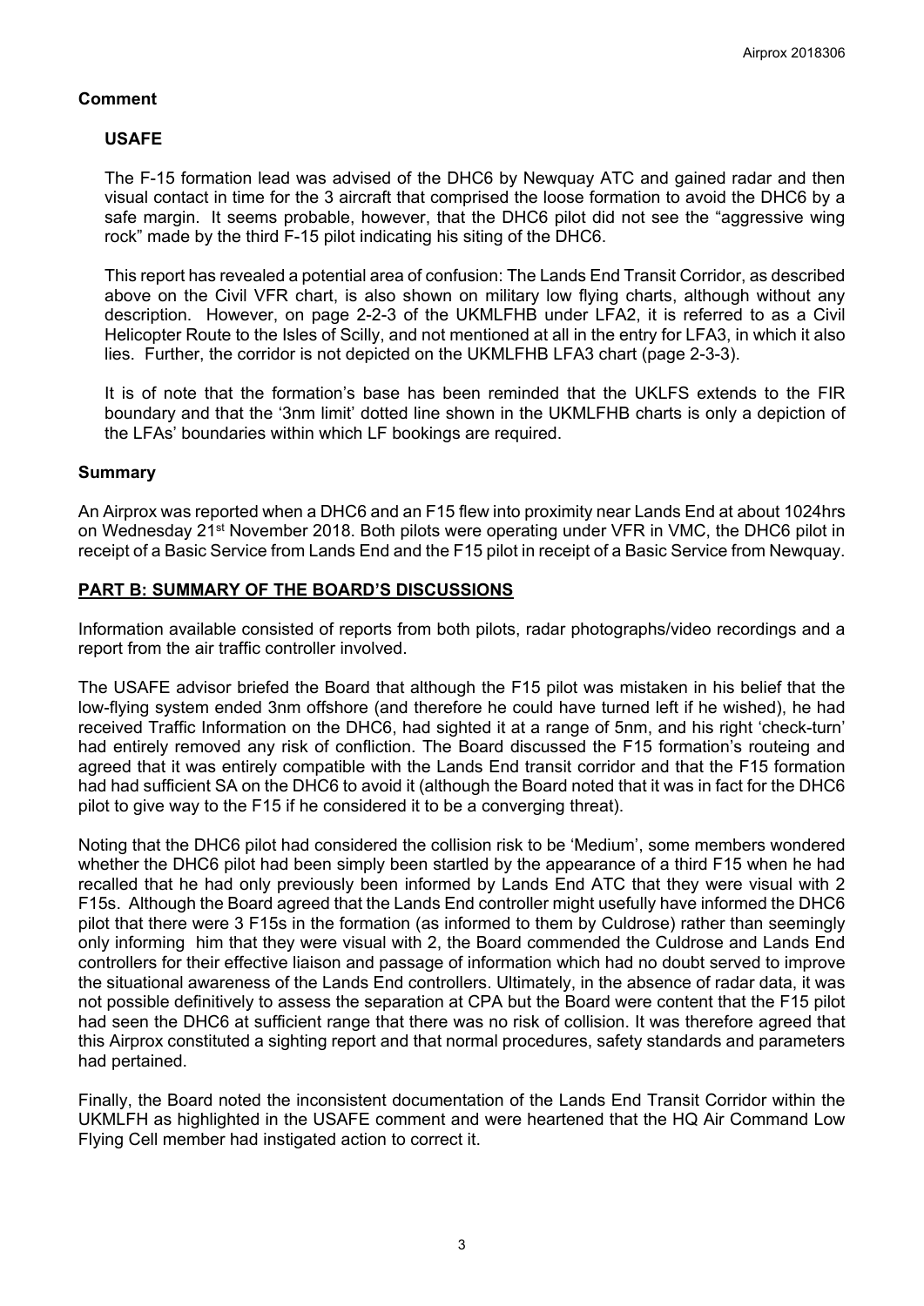## Comment

### USAFE

The F-15 formation lead was advised of the DHC6 by Newquay ATC and gained radar and then visual contact in time for the 3 aircraft that comprised the loose formation to avoid the DHC6 by a safe margin. It seems probable, however, that the DHC6 pilot did not see the "aggressive wing rock" made by the third F-15 pilot indicating his siting of the DHC6.

This report has revealed a potential area of confusion: The Lands End Transit Corridor, as described above on the Civil VFR chart, is also shown on military low flying charts, although without any description. However, on page 2-2-3 of the UKMLFHB under LFA2, it is referred to as a Civil Helicopter Route to the Isles of Scilly, and not mentioned at all in the entry for LFA3, in which it also lies. Further, the corridor is not depicted on the UKMLFHB LFA3 chart (page 2-3-3).

It is of note that the formation's base has been reminded that the UKLFS extends to the FIR boundary and that the '3nm limit' dotted line shown in the UKMLFHB charts is only a depiction of the LFAs' boundaries within which LF bookings are required.

## Summary

An Airprox was reported when a DHC6 and an F15 flew into proximity near Lands End at about 1024hrs on Wednesday 21st November 2018. Both pilots were operating under VFR in VMC, the DHC6 pilot in receipt of a Basic Service from Lands End and the F15 pilot in receipt of a Basic Service from Newquay.

## PART B: SUMMARY OF THE BOARD'S DISCUSSIONS

Information available consisted of reports from both pilots, radar photographs/video recordings and a report from the air traffic controller involved.

The USAFE advisor briefed the Board that although the F15 pilot was mistaken in his belief that the low-flying system ended 3nm offshore (and therefore he could have turned left if he wished), he had received Traffic Information on the DHC6, had sighted it at a range of 5nm, and his right 'check-turn' had entirely removed any risk of confliction. The Board discussed the F15 formation's routeing and agreed that it was entirely compatible with the Lands End transit corridor and that the F15 formation had had sufficient SA on the DHC6 to avoid it (although the Board noted that it was in fact for the DHC6 pilot to give way to the F15 if he considered it to be a converging threat).

Noting that the DHC6 pilot had considered the collision risk to be 'Medium', some members wondered whether the DHC6 pilot had been simply been startled by the appearance of a third F15 when he had recalled that he had only previously been informed by Lands End ATC that they were visual with 2 F15s. Although the Board agreed that the Lands End controller might usefully have informed the DHC6 pilot that there were 3 F15s in the formation (as informed to them by Culdrose) rather than seemingly only informing him that they were visual with 2, the Board commended the Culdrose and Lands End controllers for their effective liaison and passage of information which had no doubt served to improve the situational awareness of the Lands End controllers. Ultimately, in the absence of radar data, it was not possible definitively to assess the separation at CPA but the Board were content that the F15 pilot had seen the DHC6 at sufficient range that there was no risk of collision. It was therefore agreed that this Airprox constituted a sighting report and that normal procedures, safety standards and parameters had pertained.

Finally, the Board noted the inconsistent documentation of the Lands End Transit Corridor within the UKMLFH as highlighted in the USAFE comment and were heartened that the HQ Air Command Low Flying Cell member had instigated action to correct it.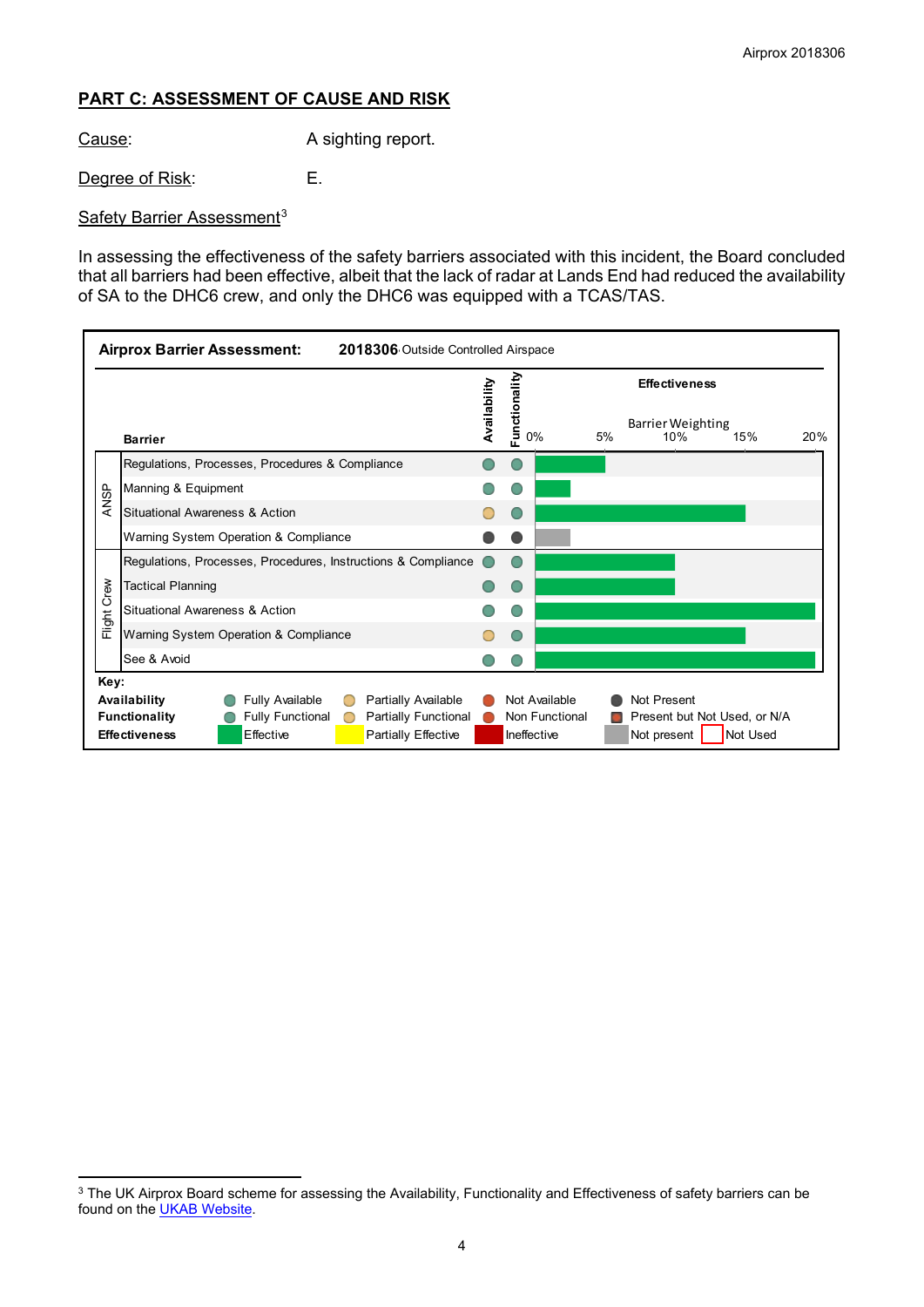Airprox 2018306

## PART C: ASSESSMENT OF CAUSE AND RISK

Cause: A sighting report.

Degree of Risk: E.

Safety Barrier Assessment[3]

In assessing the effectiveness of the safety barriers associated with this incident, the Board concluded that all barriers had been effective, albeit that the lack of radar at Lands End had reduced the availability of SA to the DHC6 crew, and only the DHC6 was equipped with a TCAS/TAS.

**Airprox Barrier Assessment:** **2018306** Outside Controlled Airspace

Effectiveness

Barrier Weighting

0% 5% 10% 15% 20%

Barrier | Availability | Functionality

ANSP
- Regulations, Processes, Procedures & Compliance
- Manning & Equipment
- Situational Awareness & Action
- Warning System Operation & Compliance

Flight Crew
- Regulations, Processes, Procedures, Instructions & Compliance
- Tactical Planning
- Situational Awareness & Action
- Warning System Operation & Compliance
- See & Avoid

Key:

Availability: Fully Available, Partially Available, Not Available, Not Present

Functionality: Fully Functional, Partially Functional, Non Functional, Present but Not Used, or N/A

Effectiveness: Effective, Partially Effective, Ineffective, Not present, Not Used

[3] The UK Airprox Board scheme for assessing the Availability, Functionality and Effectiveness of safety barriers can be found on the UKAB Website.